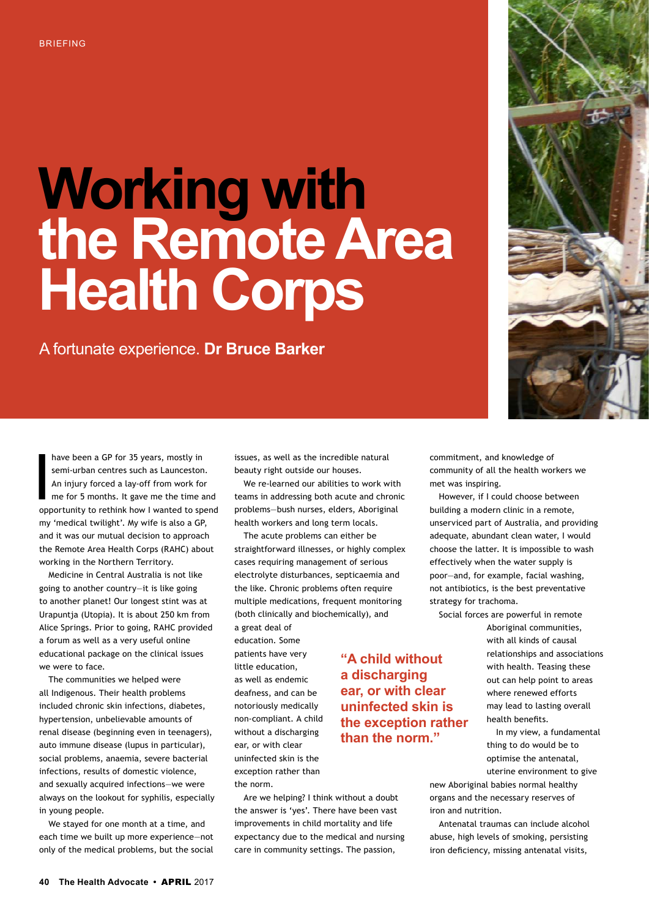BRIEFING

# Working with the Remote Area Health Corps

A fortunate experience. **Dr Bruce Barker**

I have been a GP for 35 years, mostly in semi-urban centres such as Launceston. An injury forced a lay-off from work for me for 5 months. It gave me the time and opportunity to rethink how I wanted to spend my 'medical twilight'. My wife is also a GP, and it was our mutual decision to approach the Remote Area Health Corps (RAHC) about working in the Northern Territory.

Medicine in Central Australia is not like going to another country—it is like going to another planet! Our longest stint was at Urapuntja (Utopia). It is about 250 km from Alice Springs. Prior to going, RAHC provided a forum as well as a very useful online educational package on the clinical issues we were to face.

The communities we helped were all Indigenous. Their health problems included chronic skin infections, diabetes, hypertension, unbelievable amounts of renal disease (beginning even in teenagers), auto immune disease (lupus in particular), social problems, anaemia, severe bacterial infections, results of domestic violence, and sexually acquired infections—we were always on the lookout for syphilis, especially in young people.

We stayed for one month at a time, and each time we built up more experience—not only of the medical problems, but the social issues, as well as the incredible natural beauty right outside our houses.

We re-learned our abilities to work with teams in addressing both acute and chronic problems—bush nurses, elders, Aboriginal health workers and long term locals.

The acute problems can either be straightforward illnesses, or highly complex cases requiring management of serious electrolyte disturbances, septicaemia and the like. Chronic problems often require multiple medications, frequent monitoring (both clinically and biochemically), and a great deal of education. Some patients have very little education, as well as endemic deafness, and can be notoriously medically non-compliant. A child without a discharging ear, or with clear uninfected skin is the exception rather than the norm.

> "A child without a discharging ear, or with clear uninfected skin is the exception rather than the norm."

Are we helping? I think without a doubt the answer is 'yes'. There have been vast improvements in child mortality and life expectancy due to the medical and nursing care in community settings. The passion, commitment, and knowledge of community of all the health workers we met was inspiring.

However, if I could choose between building a modern clinic in a remote, unserviced part of Australia, and providing adequate, abundant clean water, I would choose the latter. It is impossible to wash effectively when the water supply is poor—and, for example, facial washing, not antibiotics, is the best preventative strategy for trachoma.

Social forces are powerful in remote Aboriginal communities, with all kinds of causal relationships and associations with health. Teasing these out can help point to areas where renewed efforts may lead to lasting overall health benefits.

In my view, a fundamental thing to do would be to optimise the antenatal, uterine environment to give new Aboriginal babies normal healthy organs and the necessary reserves of iron and nutrition.

Antenatal traumas can include alcohol abuse, high levels of smoking, persisting iron deficiency, missing antenatal visits,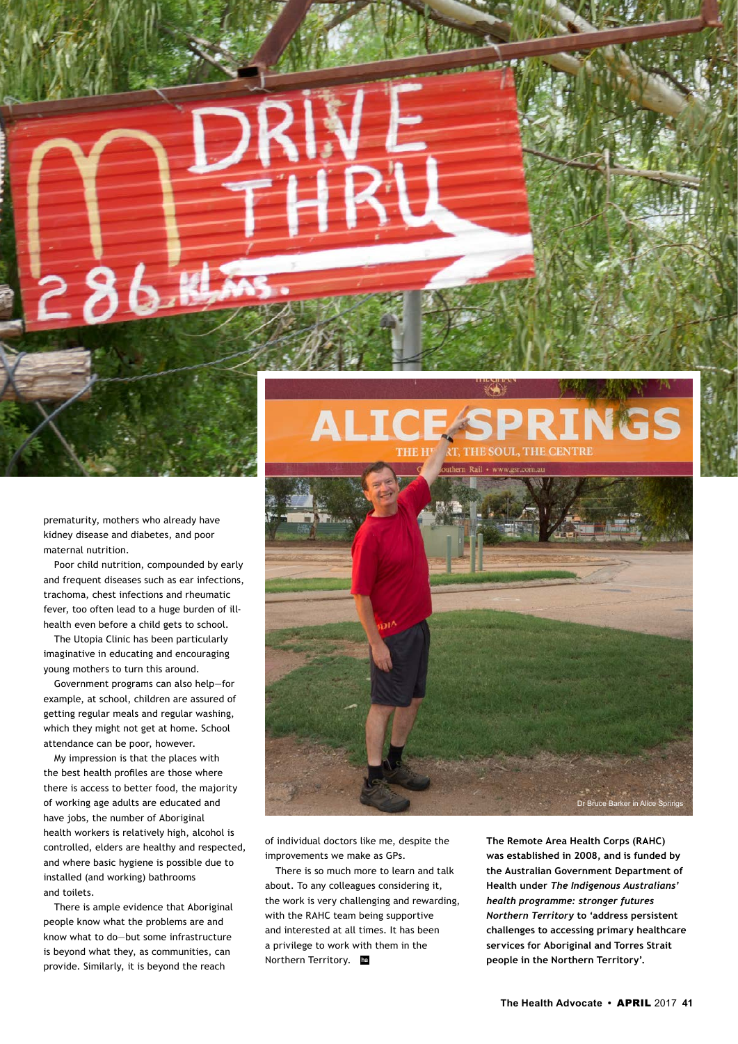prematurity, mothers who already have kidney disease and diabetes, and poor maternal nutrition.

Poor child nutrition, compounded by early and frequent diseases such as ear infections, trachoma, chest infections and rheumatic fever, too often lead to a huge burden of ill-health even before a child gets to school.

The Utopia Clinic has been particularly imaginative in educating and encouraging young mothers to turn this around.

Government programs can also help—for example, at school, children are assured of getting regular meals and regular washing, which they might not get at home. School attendance can be poor, however.

My impression is that the places with the best health profiles are those where there is access to better food, the majority of working age adults are educated and have jobs, the number of Aboriginal health workers is relatively high, alcohol is controlled, elders are healthy and respected, and where basic hygiene is possible due to installed (and working) bathrooms and toilets.

There is ample evidence that Aboriginal people know what the problems are and know what to do—but some infrastructure is beyond what they, as communities, can provide. Similarly, it is beyond the reach of individual doctors like me, despite the improvements we make as GPs.

There is so much more to learn and talk about. To any colleagues considering it, the work is very challenging and rewarding, with the RAHC team being supportive and interested at all times. It has been a privilege to work with them in the Northern Territory.

Dr Bruce Barker in Alice Springs

**The Remote Area Health Corps (RAHC) was established in 2008, and is funded by the Australian Government Department of Health under *The Indigenous Australians' health programme: stronger futures Northern Territory* to 'address persistent challenges to accessing primary healthcare services for Aboriginal and Torres Strait people in the Northern Territory'.**